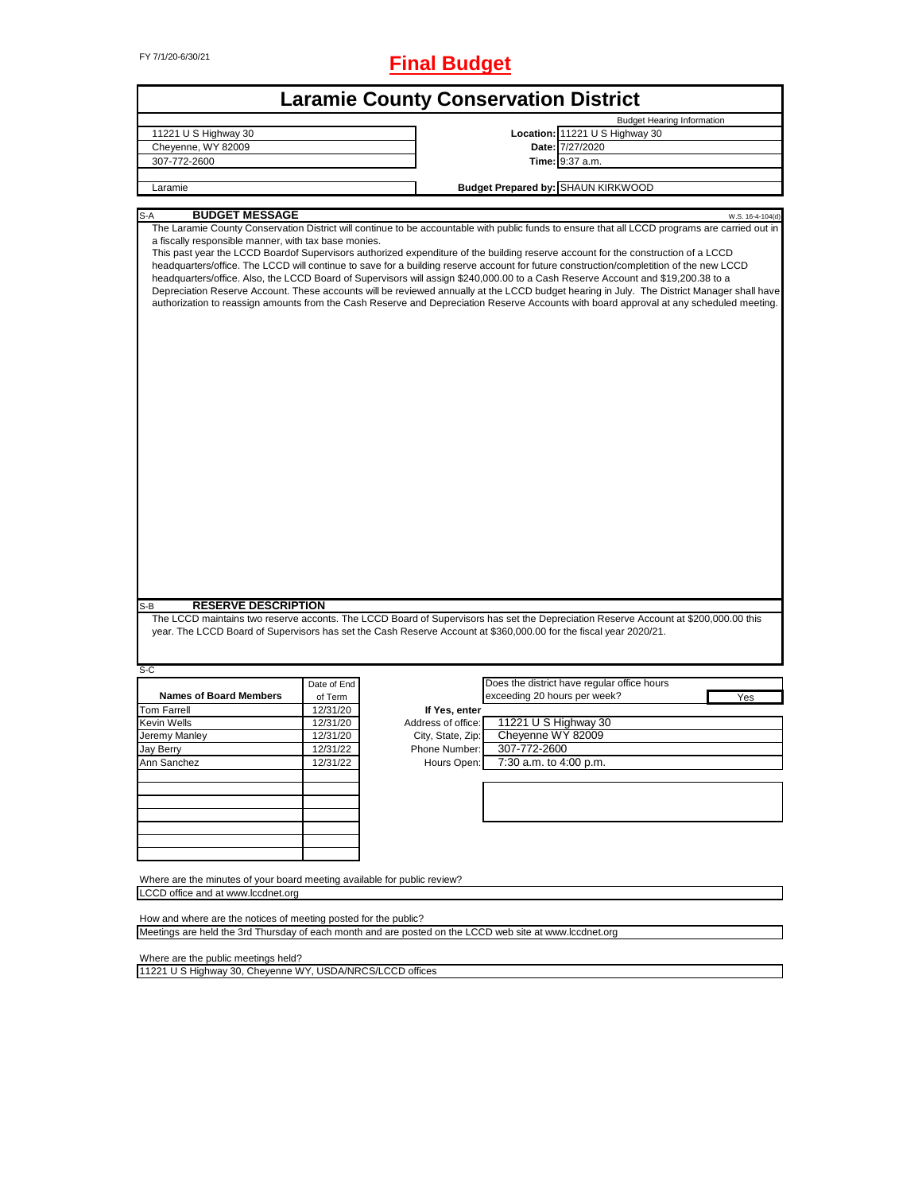FY 7/1/20-6/30/21

# Final Budget

## Laramie County Conservation District

| | | |
|---|---|---|
| 11221 U S Highway 30 | | Budget Hearing Information |
| Cheyenne, WY 82009 | **Location:** | 11221 U S Highway 30 |
| 307-772-2600 | **Date:** | 7/27/2020 |
| | **Time:** | 9:37 a.m. |
| Laramie | **Budget Prepared by:** | SHAUN KIRKWOOD |

### S-A BUDGET MESSAGE

W.S. 16-4-104(d)

The Laramie County Conservation District will continue to be accountable with public funds to ensure that all LCCD programs are carried out in a fiscally responsible manner, with tax base monies.

This past year the LCCD Boardof Supervisors authorized expenditure of the building reserve account for the construction of a LCCD headquarters/office. The LCCD will continue to save for a building reserve account for future construction/completion of the new LCCD headquarters/office. Also, the LCCD Board of Supervisors will assign $240,000.00 to a Cash Reserve Account and $19,200.38 to a Depreciation Reserve Account. These accounts will be reviewed annually at the LCCD budget hearing in July. The District Manager shall have authorization to reassign amounts from the Cash Reserve and Depreciation Reserve Accounts with board approval at any scheduled meeting.

### S-B RESERVE DESCRIPTION

The LCCD maintains two reserve acconts. The LCCD Board of Supervisors has set the Depreciation Reserve Account at $200,000.00 this year. The LCCD Board of Supervisors has set the Cash Reserve Account at $360,000.00 for the fiscal year 2020/21.

### S-C

| Names of Board Members | Date of End of Term |
|---|---|
| Tom Farrell | 12/31/20 |
| Kevin Wells | 12/31/20 |
| Jeremy Manley | 12/31/20 |
| Jay Berry | 12/31/22 |
| Ann Sanchez | 12/31/22 |

Does the district have regular office hours exceeding 20 hours per week? **Yes**

**If Yes, enter**

| | |
|---|---|
| Address of office: | 11221 U S Highway 30 |
| City, State, Zip: | Cheyenne WY 82009 |
| Phone Number: | 307-772-2600 |
| Hours Open: | 7:30 a.m. to 4:00 p.m. |

Where are the minutes of your board meeting available for public review?

LCCD office and at www.lccdnet.org

How and where are the notices of meeting posted for the public?

Meetings are held the 3rd Thursday of each month and are posted on the LCCD web site at www.lccdnet.org

Where are the public meetings held?

11221 U S Highway 30, Cheyenne WY, USDA/NRCS/LCCD offices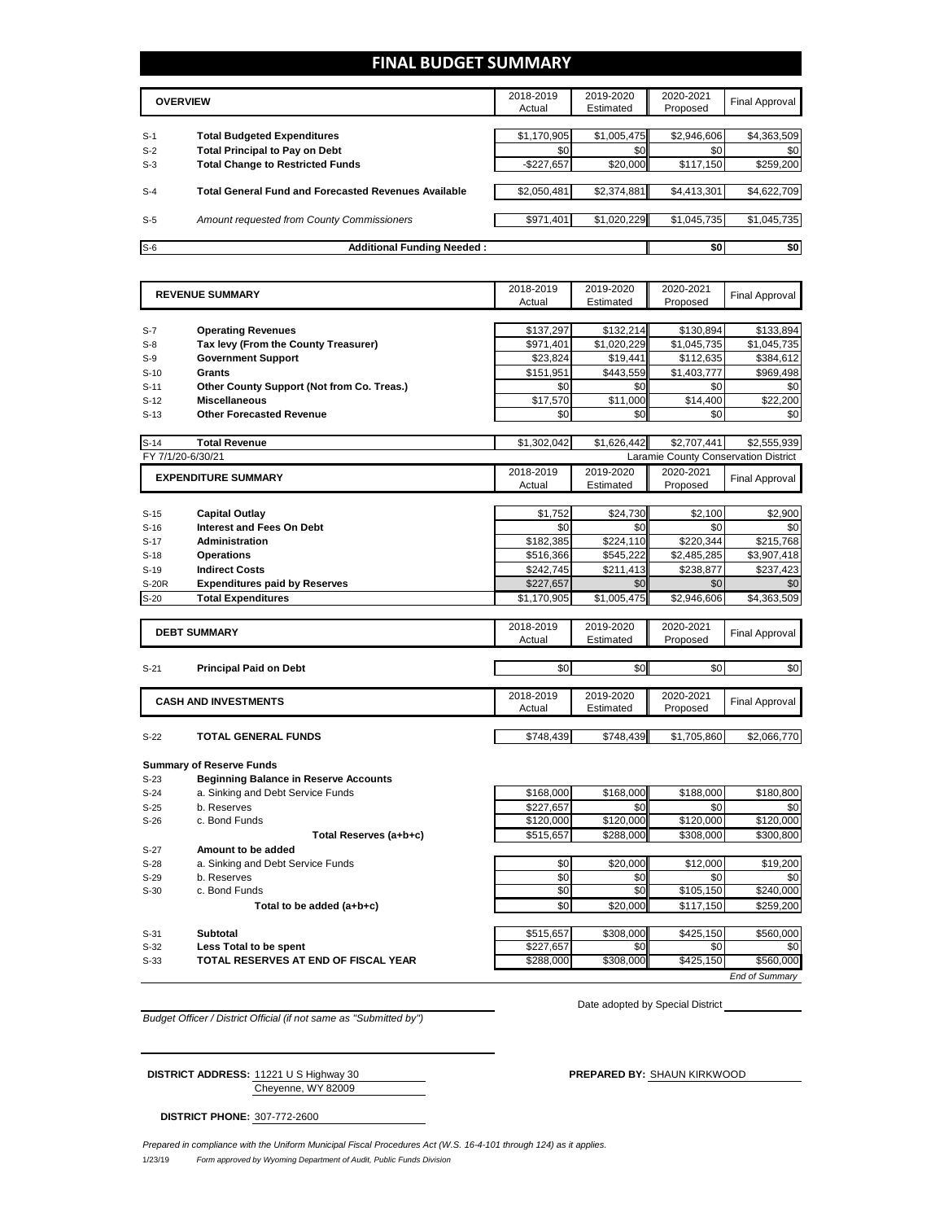# FINAL BUDGET SUMMARY

| | OVERVIEW | 2018-2019 Actual | 2019-2020 Estimated | 2020-2021 Proposed | Final Approval |
|---|---|---|---|---|---|
| S-1 | **Total Budgeted Expenditures** | $1,170,905 | $1,005,475 | $2,946,606 | $4,363,509 |
| S-2 | **Total Principal to Pay on Debt** | $0 | $0 | $0 | $0 |
| S-3 | **Total Change to Restricted Funds** | -$227,657 | $20,000 | $117,150 | $259,200 |
| S-4 | **Total General Fund and Forecasted Revenues Available** | $2,050,481 | $2,374,881 | $4,413,301 | $4,622,709 |
| S-5 | *Amount requested from County Commissioners* | $971,401 | $1,020,229 | $1,045,735 | $1,045,735 |
| S-6 | **Additional Funding Needed :** | | | $0 | $0 |

| | REVENUE SUMMARY | 2018-2019 Actual | 2019-2020 Estimated | 2020-2021 Proposed | Final Approval |
|---|---|---|---|---|---|
| S-7 | **Operating Revenues** | $137,297 | $132,214 | $130,894 | $133,894 |
| S-8 | **Tax levy (From the County Treasurer)** | $971,401 | $1,020,229 | $1,045,735 | $1,045,735 |
| S-9 | **Government Support** | $23,824 | $19,441 | $112,635 | $384,612 |
| S-10 | **Grants** | $151,951 | $443,559 | $1,403,777 | $969,498 |
| S-11 | **Other County Support (Not from Co. Treas.)** | $0 | $0 | $0 | $0 |
| S-12 | **Miscellaneous** | $17,570 | $11,000 | $14,400 | $22,200 |
| S-13 | **Other Forecasted Revenue** | $0 | $0 | $0 | $0 |
| S-14 | **Total Revenue** | $1,302,042 | $1,626,442 | $2,707,441 | $2,555,939 |

FY 7/1/20-6/30/21 — Laramie County Conservation District

| | EXPENDITURE SUMMARY | 2018-2019 Actual | 2019-2020 Estimated | 2020-2021 Proposed | Final Approval |
|---|---|---|---|---|---|
| S-15 | **Capital Outlay** | $1,752 | $24,730 | $2,100 | $2,900 |
| S-16 | **Interest and Fees On Debt** | $0 | $0 | $0 | $0 |
| S-17 | **Administration** | $182,385 | $224,110 | $220,344 | $215,768 |
| S-18 | **Operations** | $516,366 | $545,222 | $2,485,285 | $3,907,418 |
| S-19 | **Indirect Costs** | $242,745 | $211,413 | $238,877 | $237,423 |
| S-20R | **Expenditures paid by Reserves** | $227,657 | $0 | $0 | $0 |
| S-20 | **Total Expenditures** | $1,170,905 | $1,005,475 | $2,946,606 | $4,363,509 |

| | DEBT SUMMARY | 2018-2019 Actual | 2019-2020 Estimated | 2020-2021 Proposed | Final Approval |
|---|---|---|---|---|---|
| S-21 | **Principal Paid on Debt** | $0 | $0 | $0 | $0 |

| | CASH AND INVESTMENTS | 2018-2019 Actual | 2019-2020 Estimated | 2020-2021 Proposed | Final Approval |
|---|---|---|---|---|---|
| S-22 | **TOTAL GENERAL FUNDS** | $748,439 | $748,439 | $1,705,860 | $2,066,770 |
| | **Summary of Reserve Funds** | | | | |
| S-23 | **Beginning Balance in Reserve Accounts** | | | | |
| S-24 | a. Sinking and Debt Service Funds | $168,000 | $168,000 | $188,000 | $180,800 |
| S-25 | b. Reserves | $227,657 | $0 | $0 | $0 |
| S-26 | c. Bond Funds | $120,000 | $120,000 | $120,000 | $120,000 |
| | **Total Reserves (a+b+c)** | $515,657 | $288,000 | $308,000 | $300,800 |
| S-27 | **Amount to be added** | | | | |
| S-28 | a. Sinking and Debt Service Funds | $0 | $20,000 | $12,000 | $19,200 |
| S-29 | b. Reserves | $0 | $0 | $0 | $0 |
| S-30 | c. Bond Funds | $0 | $0 | $105,150 | $240,000 |
| | **Total to be added (a+b+c)** | $0 | $20,000 | $117,150 | $259,200 |
| S-31 | **Subtotal** | $515,657 | $308,000 | $425,150 | $560,000 |
| S-32 | **Less Total to be spent** | $227,657 | $0 | $0 | $0 |
| S-33 | **TOTAL RESERVES AT END OF FISCAL YEAR** | $288,000 | $308,000 | $425,150 | $560,000 |

*End of Summary*

*Budget Officer / District Official (if not same as "Submitted by")*

Date adopted by Special District

**DISTRICT ADDRESS:** 11221 U S Highway 30
Cheyenne, WY 82009

**PREPARED BY:** SHAUN KIRKWOOD

**DISTRICT PHONE:** 307-772-2600

*Prepared in compliance with the Uniform Municipal Fiscal Procedures Act (W.S. 16-4-101 through 124) as it applies.*

1/23/19 *Form approved by Wyoming Department of Audit, Public Funds Division*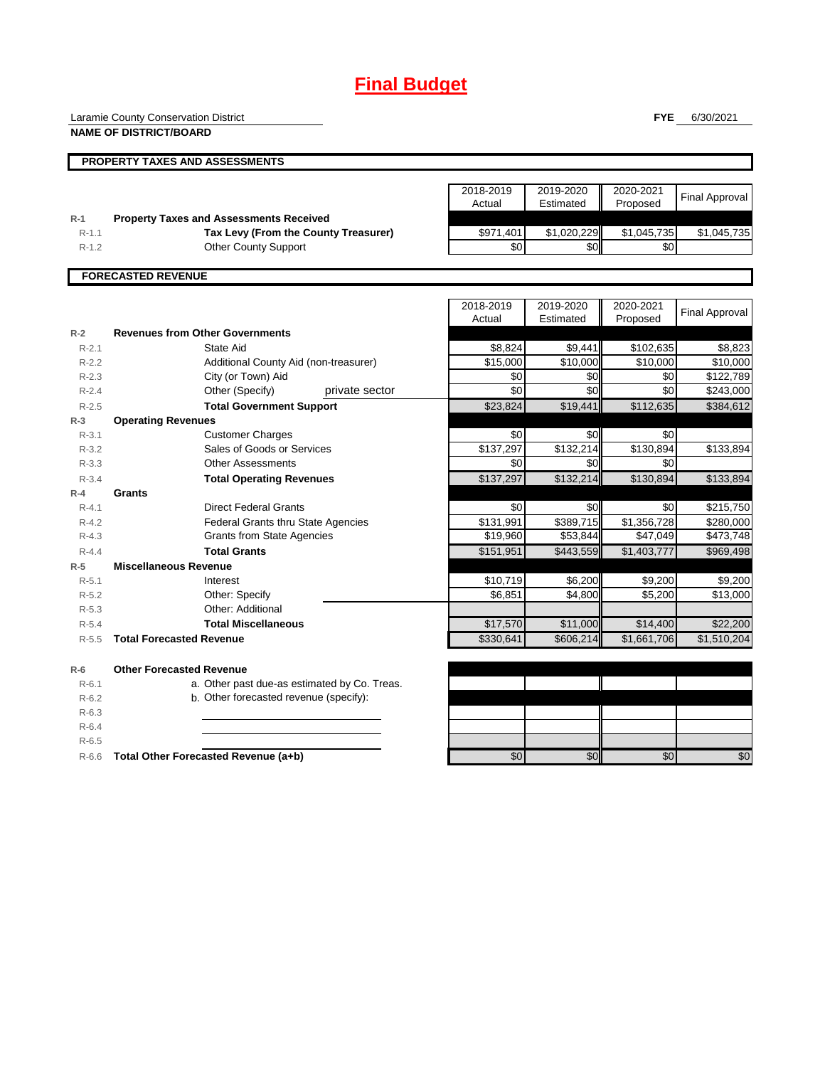# Final Budget

Laramie County Conservation District

**NAME OF DISTRICT/BOARD**

**FYE** 6/30/2021

## PROPERTY TAXES AND ASSESSMENTS

| | | 2018-2019 Actual | 2019-2020 Estimated | 2020-2021 Proposed | Final Approval |
|---|---|---|---|---|---|
| R-1 | **Property Taxes and Assessments Received** | | | | |
| R-1.1 | **Tax Levy (From the County Treasurer)** | $971,401 | $1,020,229 | $1,045,735 | $1,045,735 |
| R-1.2 | Other County Support | $0 | $0 | $0 | |

## FORECASTED REVENUE

| | | 2018-2019 Actual | 2019-2020 Estimated | 2020-2021 Proposed | Final Approval |
|---|---|---|---|---|---|
| R-2 | **Revenues from Other Governments** | | | | |
| R-2.1 | State Aid | $8,824 | $9,441 | $102,635 | $8,823 |
| R-2.2 | Additional County Aid (non-treasurer) | $15,000 | $10,000 | $10,000 | $10,000 |
| R-2.3 | City (or Town) Aid | $0 | $0 | $0 | $122,789 |
| R-2.4 | Other (Specify) private sector | $0 | $0 | $0 | $243,000 |
| R-2.5 | **Total Government Support** | $23,824 | $19,441 | $112,635 | $384,612 |
| R-3 | **Operating Revenues** | | | | |
| R-3.1 | Customer Charges | $0 | $0 | $0 | |
| R-3.2 | Sales of Goods or Services | $137,297 | $132,214 | $130,894 | $133,894 |
| R-3.3 | Other Assessments | $0 | $0 | $0 | |
| R-3.4 | **Total Operating Revenues** | $137,297 | $132,214 | $130,894 | $133,894 |
| R-4 | **Grants** | | | | |
| R-4.1 | Direct Federal Grants | $0 | $0 | $0 | $215,750 |
| R-4.2 | Federal Grants thru State Agencies | $131,991 | $389,715 | $1,356,728 | $280,000 |
| R-4.3 | Grants from State Agencies | $19,960 | $53,844 | $47,049 | $473,748 |
| R-4.4 | **Total Grants** | $151,951 | $443,559 | $1,403,777 | $969,498 |
| R-5 | **Miscellaneous Revenue** | | | | |
| R-5.1 | Interest | $10,719 | $6,200 | $9,200 | $9,200 |
| R-5.2 | Other: Specify | $6,851 | $4,800 | $5,200 | $13,000 |
| R-5.3 | Other: Additional | | | | |
| R-5.4 | **Total Miscellaneous** | $17,570 | $11,000 | $14,400 | $22,200 |
| R-5.5 | **Total Forecasted Revenue** | $330,641 | $606,214 | $1,661,706 | $1,510,204 |
| R-6 | **Other Forecasted Revenue** | | | | |
| R-6.1 | a. Other past due-as estimated by Co. Treas. | | | | |
| R-6.2 | b. Other forecasted revenue (specify): | | | | |
| R-6.3 | | | | | |
| R-6.4 | | | | | |
| R-6.5 | | | | | |
| R-6.6 | **Total Other Forecasted Revenue (a+b)** | $0 | $0 | $0 | $0 |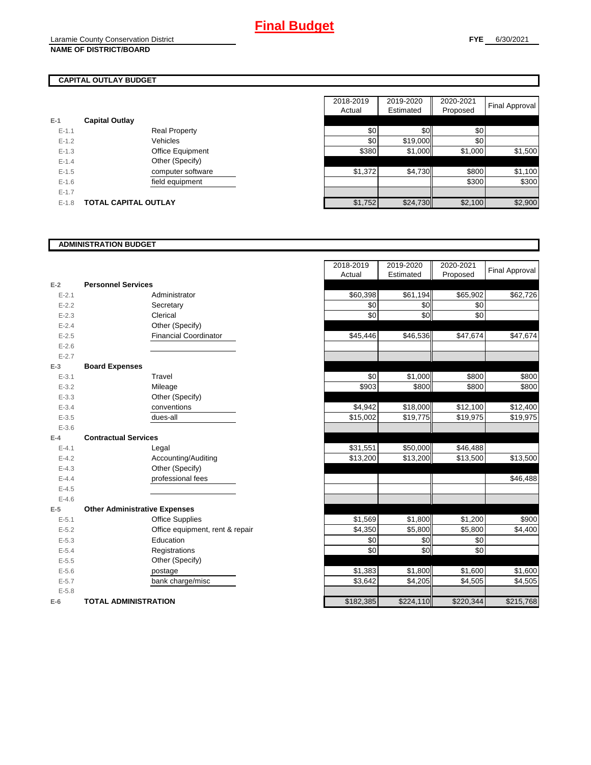# Final Budget

Laramie County Conservation District
**NAME OF DISTRICT/BOARD**

**FYE** 6/30/2021

## CAPITAL OUTLAY BUDGET

| | | | 2018-2019 Actual | 2019-2020 Estimated | 2020-2021 Proposed | Final Approval |
|---|---|---|---|---|---|---|
| E-1 | **Capital Outlay** | | | | | |
| E-1.1 | | Real Property | $0 | $0 | $0 | |
| E-1.2 | | Vehicles | $0 | $19,000 | $0 | |
| E-1.3 | | Office Equipment | $380 | $1,000 | $1,000 | $1,500 |
| E-1.4 | | Other (Specify) | | | | |
| E-1.5 | | computer software | $1,372 | $4,730 | $800 | $1,100 |
| E-1.6 | | field equipment | | | $300 | $300 |
| E-1.7 | | | | | | |
| E-1.8 | **TOTAL CAPITAL OUTLAY** | | $1,752 | $24,730 | $2,100 | $2,900 |

## ADMINISTRATION BUDGET

| | | | 2018-2019 Actual | 2019-2020 Estimated | 2020-2021 Proposed | Final Approval |
|---|---|---|---|---|---|---|
| E-2 | **Personnel Services** | | | | | |
| E-2.1 | | Administrator | $60,398 | $61,194 | $65,902 | $62,726 |
| E-2.2 | | Secretary | $0 | $0 | $0 | |
| E-2.3 | | Clerical | $0 | $0 | $0 | |
| E-2.4 | | Other (Specify) | | | | |
| E-2.5 | | Financial Coordinator | $45,446 | $46,536 | $47,674 | $47,674 |
| E-2.6 | | | | | | |
| E-2.7 | | | | | | |
| E-3 | **Board Expenses** | | | | | |
| E-3.1 | | Travel | $0 | $1,000 | $800 | $800 |
| E-3.2 | | Mileage | $903 | $800 | $800 | $800 |
| E-3.3 | | Other (Specify) | | | | |
| E-3.4 | | conventions | $4,942 | $18,000 | $12,100 | $12,400 |
| E-3.5 | | dues-all | $15,002 | $19,775 | $19,975 | $19,975 |
| E-3.6 | | | | | | |
| E-4 | **Contractual Services** | | | | | |
| E-4.1 | | Legal | $31,551 | $50,000 | $46,488 | |
| E-4.2 | | Accounting/Auditing | $13,200 | $13,200 | $13,500 | $13,500 |
| E-4.3 | | Other (Specify) | | | | |
| E-4.4 | | professional fees | | | | $46,488 |
| E-4.5 | | | | | | |
| E-4.6 | | | | | | |
| E-5 | **Other Administrative Expenses** | | | | | |
| E-5.1 | | Office Supplies | $1,569 | $1,800 | $1,200 | $900 |
| E-5.2 | | Office equipment, rent & repair | $4,350 | $5,800 | $5,800 | $4,400 |
| E-5.3 | | Education | $0 | $0 | $0 | |
| E-5.4 | | Registrations | $0 | $0 | $0 | |
| E-5.5 | | Other (Specify) | | | | |
| E-5.6 | | postage | $1,383 | $1,800 | $1,600 | $1,600 |
| E-5.7 | | bank charge/misc | $3,642 | $4,205 | $4,505 | $4,505 |
| E-5.8 | | | | | | |
| E-6 | **TOTAL ADMINISTRATION** | | $182,385 | $224,110 | $220,344 | $215,768 |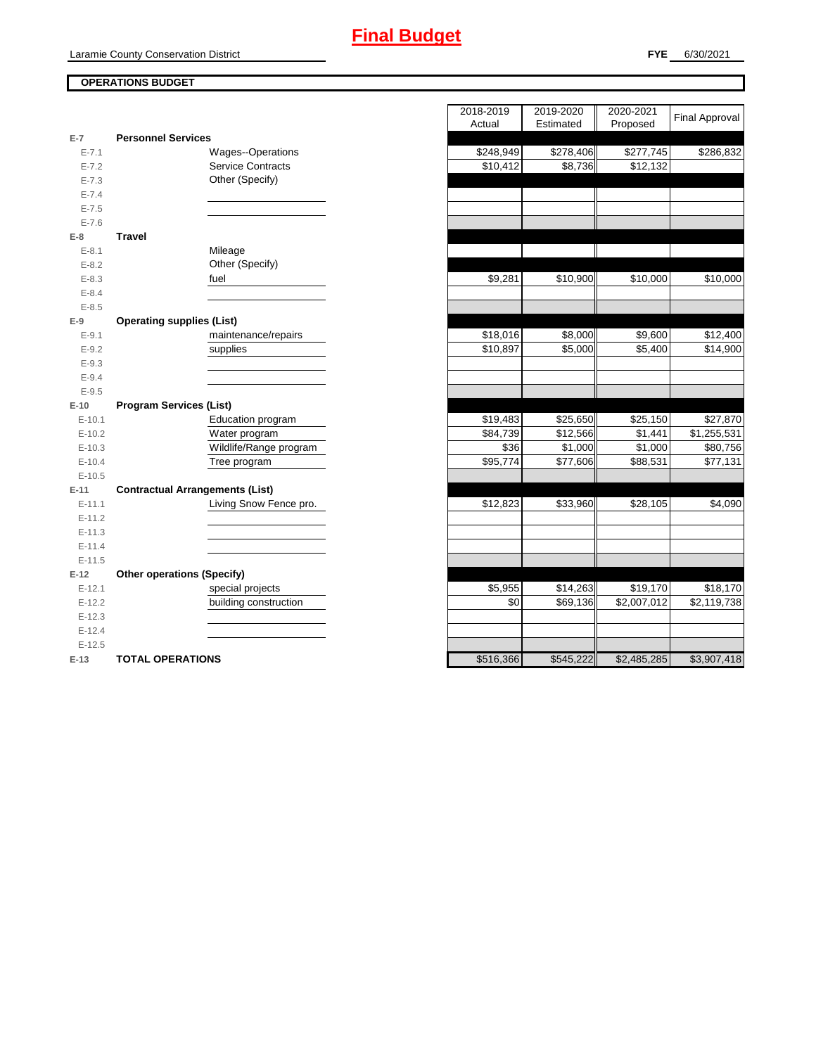# Final Budget

Laramie County Conservation District

**FYE** 6/30/2021

**OPERATIONS BUDGET**

| | | | 2018-2019 Actual | 2019-2020 Estimated | 2020-2021 Proposed | Final Approval |
|---|---|---|---|---|---|---|
| E-7 | **Personnel Services** | | | | | |
| E-7.1 | | Wages--Operations | $248,949 | $278,406 | $277,745 | $286,832 |
| E-7.2 | | Service Contracts | $10,412 | $8,736 | $12,132 | |
| E-7.3 | | Other (Specify) | | | | |
| E-7.4 | | | | | | |
| E-7.5 | | | | | | |
| E-7.6 | | | | | | |
| E-8 | **Travel** | | | | | |
| E-8.1 | | Mileage | | | | |
| E-8.2 | | Other (Specify) | | | | |
| E-8.3 | | fuel | $9,281 | $10,900 | $10,000 | $10,000 |
| E-8.4 | | | | | | |
| E-8.5 | | | | | | |
| E-9 | **Operating supplies (List)** | | | | | |
| E-9.1 | | maintenance/repairs | $18,016 | $8,000 | $9,600 | $12,400 |
| E-9.2 | | supplies | $10,897 | $5,000 | $5,400 | $14,900 |
| E-9.3 | | | | | | |
| E-9.4 | | | | | | |
| E-9.5 | | | | | | |
| E-10 | **Program Services (List)** | | | | | |
| E-10.1 | | Education program | $19,483 | $25,650 | $25,150 | $27,870 |
| E-10.2 | | Water program | $84,739 | $12,566 | $1,441 | $1,255,531 |
| E-10.3 | | Wildlife/Range program | $36 | $1,000 | $1,000 | $80,756 |
| E-10.4 | | Tree program | $95,774 | $77,606 | $88,531 | $77,131 |
| E-10.5 | | | | | | |
| E-11 | **Contractual Arrangements (List)** | | | | | |
| E-11.1 | | Living Snow Fence pro. | $12,823 | $33,960 | $28,105 | $4,090 |
| E-11.2 | | | | | | |
| E-11.3 | | | | | | |
| E-11.4 | | | | | | |
| E-11.5 | | | | | | |
| E-12 | **Other operations (Specify)** | | | | | |
| E-12.1 | | special projects | $5,955 | $14,263 | $19,170 | $18,170 |
| E-12.2 | | building construction | $0 | $69,136 | $2,007,012 | $2,119,738 |
| E-12.3 | | | | | | |
| E-12.4 | | | | | | |
| E-12.5 | | | | | | |
| E-13 | **TOTAL OPERATIONS** | | $516,366 | $545,222 | $2,485,285 | $3,907,418 |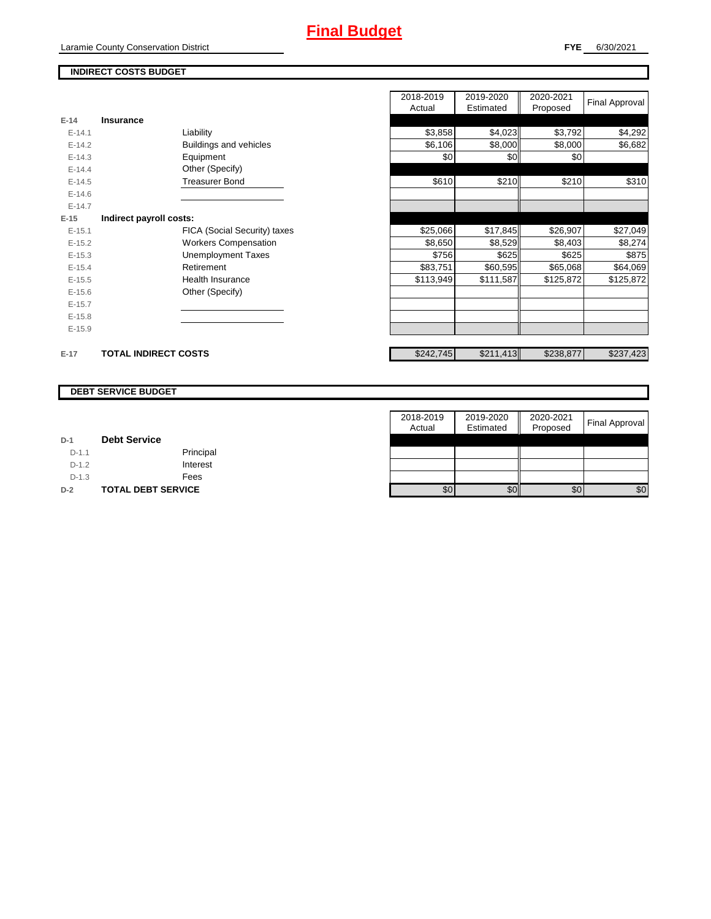# Final Budget

Laramie County Conservation District

**FYE** 6/30/2021

## INDIRECT COSTS BUDGET

| | | | 2018-2019 Actual | 2019-2020 Estimated | 2020-2021 Proposed | Final Approval |
|---|---|---|---|---|---|---|
| **E-14** | **Insurance** | | | | | |
| E-14.1 | | Liability | $3,858 | $4,023 | $3,792 | $4,292 |
| E-14.2 | | Buildings and vehicles | $6,106 | $8,000 | $8,000 | $6,682 |
| E-14.3 | | Equipment | $0 | $0 | $0 | |
| E-14.4 | | Other (Specify) | | | | |
| E-14.5 | | Treasurer Bond | $610 | $210 | $210 | $310 |
| E-14.6 | | | | | | |
| E-14.7 | | | | | | |
| **E-15** | **Indirect payroll costs:** | | | | | |
| E-15.1 | | FICA (Social Security) taxes | $25,066 | $17,845 | $26,907 | $27,049 |
| E-15.2 | | Workers Compensation | $8,650 | $8,529 | $8,403 | $8,274 |
| E-15.3 | | Unemployment Taxes | $756 | $625 | $625 | $875 |
| E-15.4 | | Retirement | $83,751 | $60,595 | $65,068 | $64,069 |
| E-15.5 | | Health Insurance | $113,949 | $111,587 | $125,872 | $125,872 |
| E-15.6 | | Other (Specify) | | | | |
| E-15.7 | | | | | | |
| E-15.8 | | | | | | |
| E-15.9 | | | | | | |
| **E-17** | **TOTAL INDIRECT COSTS** | | $242,745 | $211,413 | $238,877 | $237,423 |

## DEBT SERVICE BUDGET

| | | | 2018-2019 Actual | 2019-2020 Estimated | 2020-2021 Proposed | Final Approval |
|---|---|---|---|---|---|---|
| **D-1** | **Debt Service** | | | | | |
| D-1.1 | | Principal | | | | |
| D-1.2 | | Interest | | | | |
| D-1.3 | | Fees | | | | |
| **D-2** | **TOTAL DEBT SERVICE** | | $0 | $0 | $0 | $0 |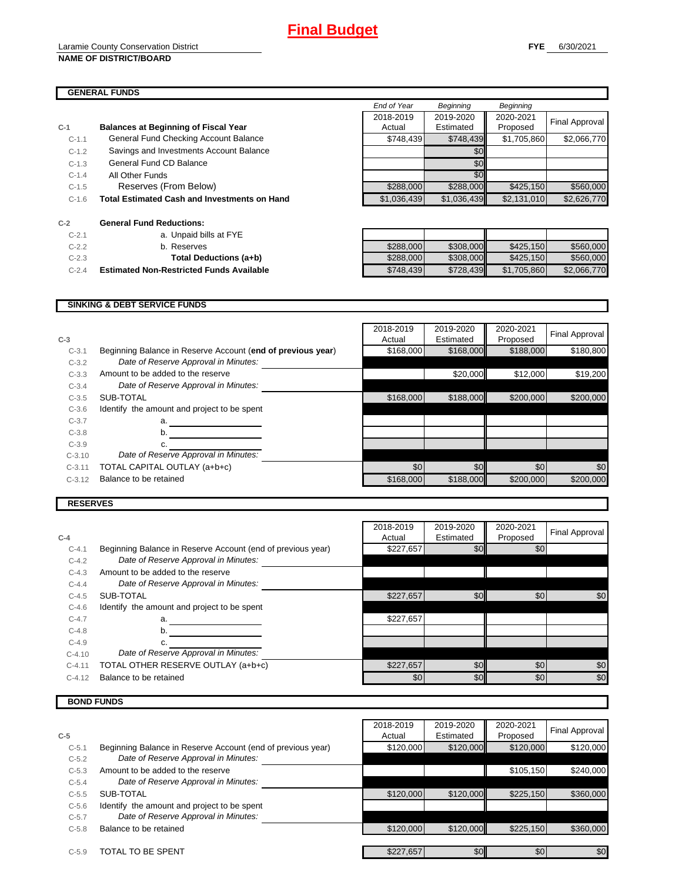# Final Budget

Laramie County Conservation District

**NAME OF DISTRICT/BOARD**

**FYE** 6/30/2021

## GENERAL FUNDS

| | | End of Year 2018-2019 Actual | Beginning 2019-2020 Estimated | Beginning 2020-2021 Proposed | Final Approval |
|---|---|---|---|---|---|
| **C-1** | **Balances at Beginning of Fiscal Year** | | | | |
| C-1.1 | General Fund Checking Account Balance | $748,439 | $748,439 | $1,705,860 | $2,066,770 |
| C-1.2 | Savings and Investments Account Balance | | $0 | | |
| C-1.3 | General Fund CD Balance | | $0 | | |
| C-1.4 | All Other Funds | | $0 | | |
| C-1.5 | Reserves (From Below) | $288,000 | $288,000 | $425,150 | $560,000 |
| C-1.6 | **Total Estimated Cash and Investments on Hand** | $1,036,439 | $1,036,439 | $2,131,010 | $2,626,770 |
| **C-2** | **General Fund Reductions:** | | | | |
| C-2.1 | a. Unpaid bills at FYE | | | | |
| C-2.2 | b. Reserves | $288,000 | $308,000 | $425,150 | $560,000 |
| C-2.3 | **Total Deductions (a+b)** | $288,000 | $308,000 | $425,150 | $560,000 |
| C-2.4 | **Estimated Non-Restricted Funds Available** | $748,439 | $728,439 | $1,705,860 | $2,066,770 |

## SINKING & DEBT SERVICE FUNDS

| C-3 | | 2018-2019 Actual | 2019-2020 Estimated | 2020-2021 Proposed | Final Approval |
|---|---|---|---|---|---|
| C-3.1 | Beginning Balance in Reserve Account (**end of previous year**) | $168,000 | $168,000 | $188,000 | $180,800 |
| C-3.2 | *Date of Reserve Approval in Minutes:* | | | | |
| C-3.3 | Amount to be added to the reserve | | $20,000 | $12,000 | $19,200 |
| C-3.4 | *Date of Reserve Approval in Minutes:* | | | | |
| C-3.5 | SUB-TOTAL | $168,000 | $188,000 | $200,000 | $200,000 |
| C-3.6 | Identify the amount and project to be spent | | | | |
| C-3.7 | a. | | | | |
| C-3.8 | b. | | | | |
| C-3.9 | c. | | | | |
| C-3.10 | *Date of Reserve Approval in Minutes:* | | | | |
| C-3.11 | TOTAL CAPITAL OUTLAY (a+b+c) | $0 | $0 | $0 | $0 |
| C-3.12 | Balance to be retained | $168,000 | $188,000 | $200,000 | $200,000 |

## RESERVES

| C-4 | | 2018-2019 Actual | 2019-2020 Estimated | 2020-2021 Proposed | Final Approval |
|---|---|---|---|---|---|
| C-4.1 | Beginning Balance in Reserve Account (end of previous year) | $227,657 | $0 | $0 | |
| C-4.2 | *Date of Reserve Approval in Minutes:* | | | | |
| C-4.3 | Amount to be added to the reserve | | | | |
| C-4.4 | *Date of Reserve Approval in Minutes:* | | | | |
| C-4.5 | SUB-TOTAL | $227,657 | $0 | $0 | $0 |
| C-4.6 | Identify the amount and project to be spent | | | | |
| C-4.7 | a. | $227,657 | | | |
| C-4.8 | b. | | | | |
| C-4.9 | c. | | | | |
| C-4.10 | *Date of Reserve Approval in Minutes:* | | | | |
| C-4.11 | TOTAL OTHER RESERVE OUTLAY (a+b+c) | $227,657 | $0 | $0 | $0 |
| C-4.12 | Balance to be retained | $0 | $0 | $0 | $0 |

## BOND FUNDS

| C-5 | | 2018-2019 Actual | 2019-2020 Estimated | 2020-2021 Proposed | Final Approval |
|---|---|---|---|---|---|
| C-5.1 | Beginning Balance in Reserve Account (end of previous year) | $120,000 | $120,000 | $120,000 | $120,000 |
| C-5.2 | *Date of Reserve Approval in Minutes:* | | | | |
| C-5.3 | Amount to be added to the reserve | | | $105,150 | $240,000 |
| C-5.4 | *Date of Reserve Approval in Minutes:* | | | | |
| C-5.5 | SUB-TOTAL | $120,000 | $120,000 | $225,150 | $360,000 |
| C-5.6 | Identify the amount and project to be spent | | | | |
| C-5.7 | *Date of Reserve Approval in Minutes:* | | | | |
| C-5.8 | Balance to be retained | $120,000 | $120,000 | $225,150 | $360,000 |
| C-5.9 | TOTAL TO BE SPENT | $227,657 | $0 | $0 | $0 |